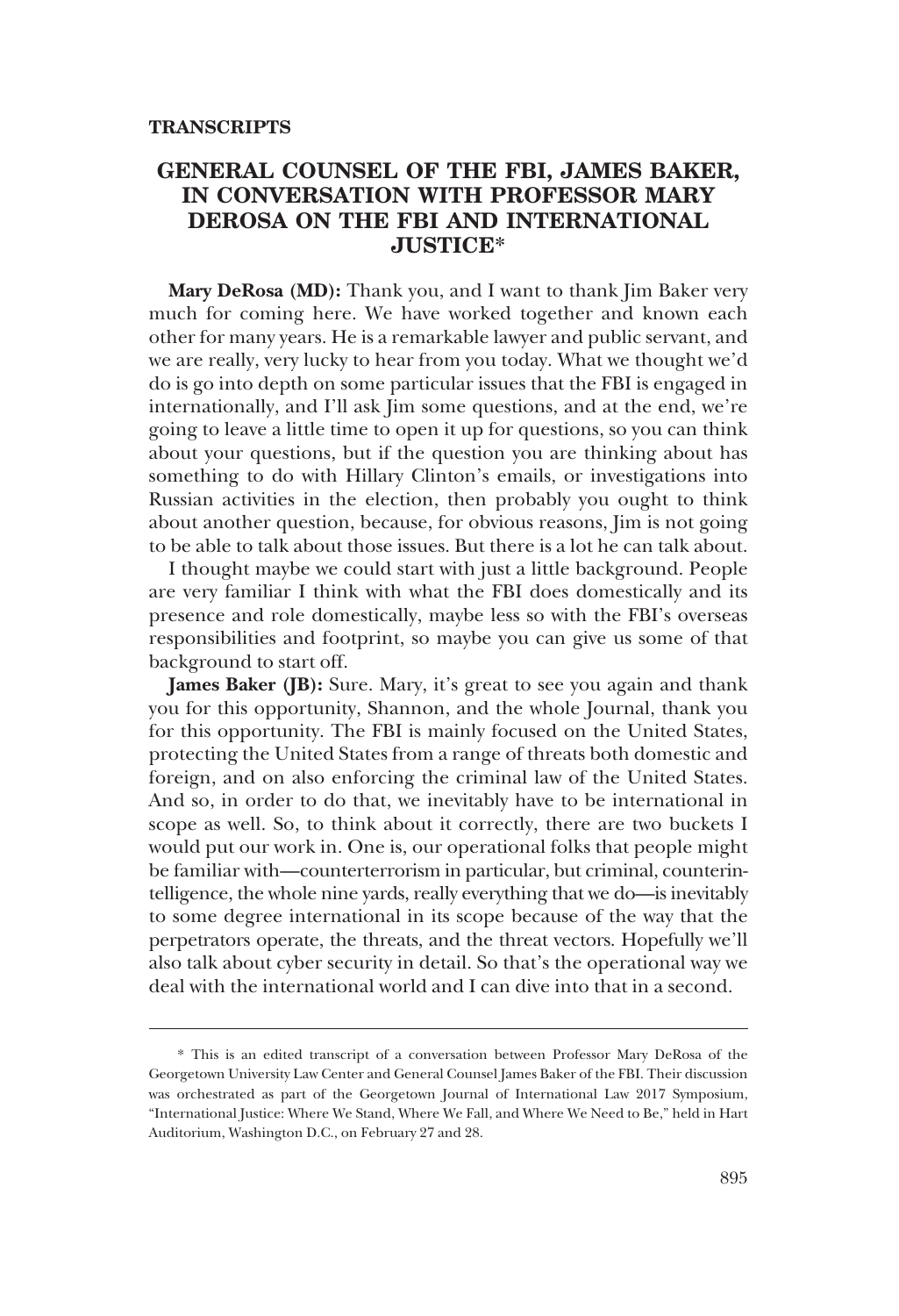**TRANSCRIPTS**

# GENERAL COUNSEL OF THE FBI, JAMES BAKER, IN CONVERSATION WITH PROFESSOR MARY DEROSA ON THE FBI AND INTERNATIONAL JUSTICE*

**Mary DeRosa (MD):** Thank you, and I want to thank Jim Baker very much for coming here. We have worked together and known each other for many years. He is a remarkable lawyer and public servant, and we are really, very lucky to hear from you today. What we thought we'd do is go into depth on some particular issues that the FBI is engaged in internationally, and I'll ask Jim some questions, and at the end, we're going to leave a little time to open it up for questions, so you can think about your questions, but if the question you are thinking about has something to do with Hillary Clinton's emails, or investigations into Russian activities in the election, then probably you ought to think about another question, because, for obvious reasons, Jim is not going to be able to talk about those issues. But there is a lot he can talk about.

I thought maybe we could start with just a little background. People are very familiar I think with what the FBI does domestically and its presence and role domestically, maybe less so with the FBI's overseas responsibilities and footprint, so maybe you can give us some of that background to start off.

**James Baker (JB):** Sure. Mary, it's great to see you again and thank you for this opportunity, Shannon, and the whole Journal, thank you for this opportunity. The FBI is mainly focused on the United States, protecting the United States from a range of threats both domestic and foreign, and on also enforcing the criminal law of the United States. And so, in order to do that, we inevitably have to be international in scope as well. So, to think about it correctly, there are two buckets I would put our work in. One is, our operational folks that people might be familiar with—counterterrorism in particular, but criminal, counterintelligence, the whole nine yards, really everything that we do—is inevitably to some degree international in its scope because of the way that the perpetrators operate, the threats, and the threat vectors. Hopefully we'll also talk about cyber security in detail. So that's the operational way we deal with the international world and I can dive into that in a second.

---

\* This is an edited transcript of a conversation between Professor Mary DeRosa of the Georgetown University Law Center and General Counsel James Baker of the FBI. Their discussion was orchestrated as part of the Georgetown Journal of International Law 2017 Symposium, "International Justice: Where We Stand, Where We Fall, and Where We Need to Be," held in Hart Auditorium, Washington D.C., on February 27 and 28.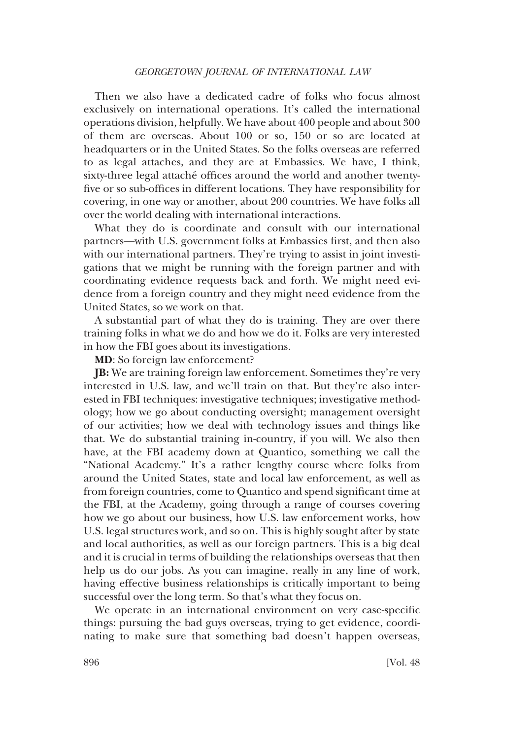Then we also have a dedicated cadre of folks who focus almost exclusively on international operations. It's called the international operations division, helpfully. We have about 400 people and about 300 of them are overseas. About 100 or so, 150 or so are located at headquarters or in the United States. So the folks overseas are referred to as legal attaches, and they are at Embassies. We have, I think, sixty-three legal attaché offices around the world and another twenty-five or so sub-offices in different locations. They have responsibility for covering, in one way or another, about 200 countries. We have folks all over the world dealing with international interactions.

What they do is coordinate and consult with our international partners—with U.S. government folks at Embassies first, and then also with our international partners. They're trying to assist in joint investigations that we might be running with the foreign partner and with coordinating evidence requests back and forth. We might need evidence from a foreign country and they might need evidence from the United States, so we work on that.

A substantial part of what they do is training. They are over there training folks in what we do and how we do it. Folks are very interested in how the FBI goes about its investigations.

**MD**: So foreign law enforcement?

**JB:** We are training foreign law enforcement. Sometimes they're very interested in U.S. law, and we'll train on that. But they're also interested in FBI techniques: investigative techniques; investigative methodology; how we go about conducting oversight; management oversight of our activities; how we deal with technology issues and things like that. We do substantial training in-country, if you will. We also then have, at the FBI academy down at Quantico, something we call the "National Academy." It's a rather lengthy course where folks from around the United States, state and local law enforcement, as well as from foreign countries, come to Quantico and spend significant time at the FBI, at the Academy, going through a range of courses covering how we go about our business, how U.S. law enforcement works, how U.S. legal structures work, and so on. This is highly sought after by state and local authorities, as well as our foreign partners. This is a big deal and it is crucial in terms of building the relationships overseas that then help us do our jobs. As you can imagine, really in any line of work, having effective business relationships is critically important to being successful over the long term. So that's what they focus on.

We operate in an international environment on very case-specific things: pursuing the bad guys overseas, trying to get evidence, coordinating to make sure that something bad doesn't happen overseas,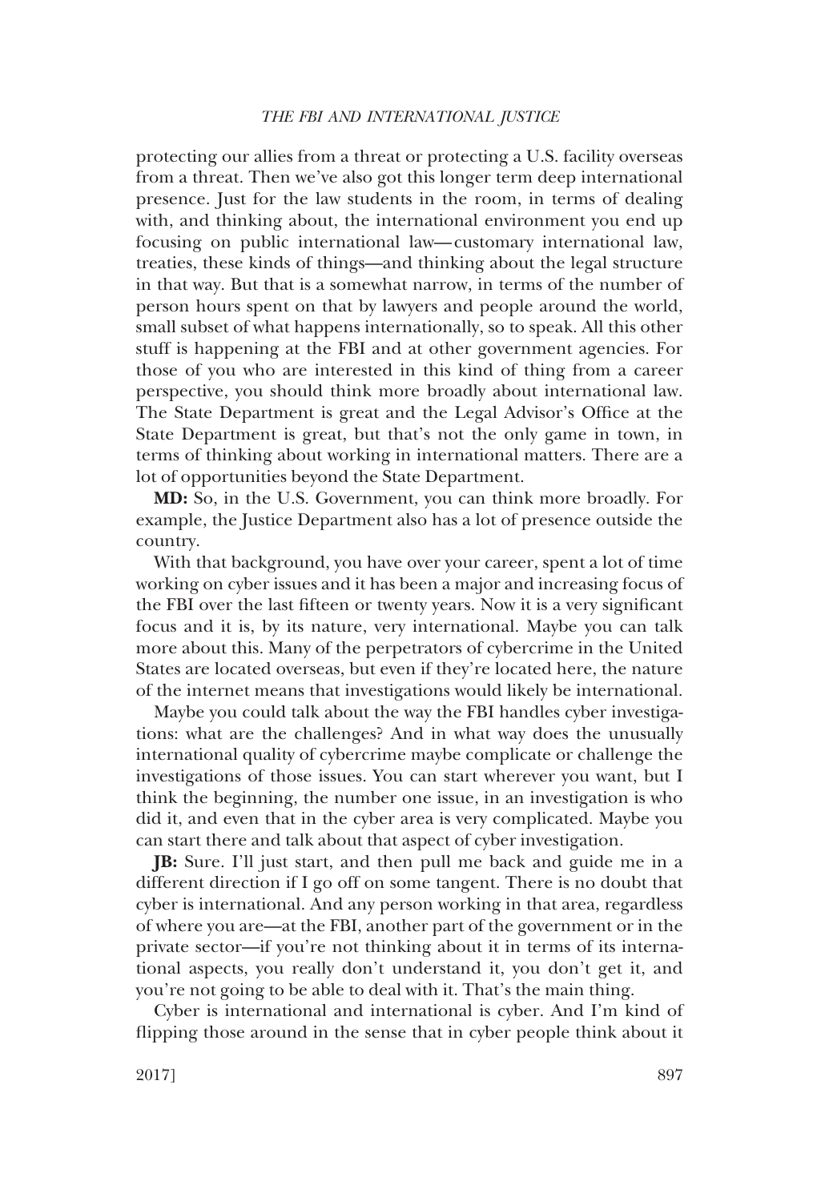protecting our allies from a threat or protecting a U.S. facility overseas from a threat. Then we've also got this longer term deep international presence. Just for the law students in the room, in terms of dealing with, and thinking about, the international environment you end up focusing on public international law—customary international law, treaties, these kinds of things—and thinking about the legal structure in that way. But that is a somewhat narrow, in terms of the number of person hours spent on that by lawyers and people around the world, small subset of what happens internationally, so to speak. All this other stuff is happening at the FBI and at other government agencies. For those of you who are interested in this kind of thing from a career perspective, you should think more broadly about international law. The State Department is great and the Legal Advisor's Office at the State Department is great, but that's not the only game in town, in terms of thinking about working in international matters. There are a lot of opportunities beyond the State Department.

**MD:** So, in the U.S. Government, you can think more broadly. For example, the Justice Department also has a lot of presence outside the country.

With that background, you have over your career, spent a lot of time working on cyber issues and it has been a major and increasing focus of the FBI over the last fifteen or twenty years. Now it is a very significant focus and it is, by its nature, very international. Maybe you can talk more about this. Many of the perpetrators of cybercrime in the United States are located overseas, but even if they're located here, the nature of the internet means that investigations would likely be international.

Maybe you could talk about the way the FBI handles cyber investigations: what are the challenges? And in what way does the unusually international quality of cybercrime maybe complicate or challenge the investigations of those issues. You can start wherever you want, but I think the beginning, the number one issue, in an investigation is who did it, and even that in the cyber area is very complicated. Maybe you can start there and talk about that aspect of cyber investigation.

**JB:** Sure. I'll just start, and then pull me back and guide me in a different direction if I go off on some tangent. There is no doubt that cyber is international. And any person working in that area, regardless of where you are—at the FBI, another part of the government or in the private sector—if you're not thinking about it in terms of its international aspects, you really don't understand it, you don't get it, and you're not going to be able to deal with it. That's the main thing.

Cyber is international and international is cyber. And I'm kind of flipping those around in the sense that in cyber people think about it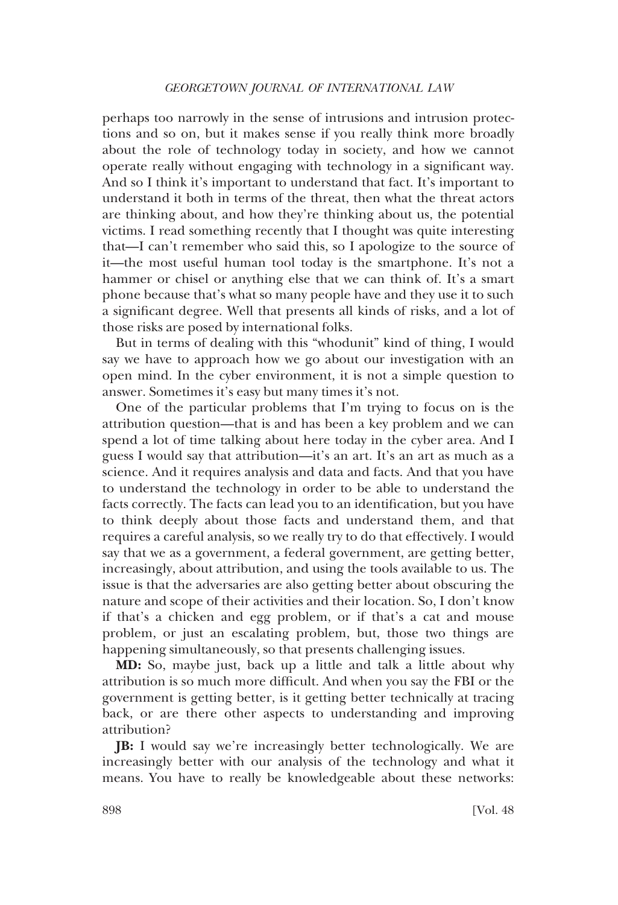perhaps too narrowly in the sense of intrusions and intrusion protections and so on, but it makes sense if you really think more broadly about the role of technology today in society, and how we cannot operate really without engaging with technology in a significant way. And so I think it's important to understand that fact. It's important to understand it both in terms of the threat, then what the threat actors are thinking about, and how they're thinking about us, the potential victims. I read something recently that I thought was quite interesting that—I can't remember who said this, so I apologize to the source of it—the most useful human tool today is the smartphone. It's not a hammer or chisel or anything else that we can think of. It's a smart phone because that's what so many people have and they use it to such a significant degree. Well that presents all kinds of risks, and a lot of those risks are posed by international folks.

But in terms of dealing with this "whodunit" kind of thing, I would say we have to approach how we go about our investigation with an open mind. In the cyber environment, it is not a simple question to answer. Sometimes it's easy but many times it's not.

One of the particular problems that I'm trying to focus on is the attribution question—that is and has been a key problem and we can spend a lot of time talking about here today in the cyber area. And I guess I would say that attribution—it's an art. It's an art as much as a science. And it requires analysis and data and facts. And that you have to understand the technology in order to be able to understand the facts correctly. The facts can lead you to an identification, but you have to think deeply about those facts and understand them, and that requires a careful analysis, so we really try to do that effectively. I would say that we as a government, a federal government, are getting better, increasingly, about attribution, and using the tools available to us. The issue is that the adversaries are also getting better about obscuring the nature and scope of their activities and their location. So, I don't know if that's a chicken and egg problem, or if that's a cat and mouse problem, or just an escalating problem, but, those two things are happening simultaneously, so that presents challenging issues.

**MD:** So, maybe just, back up a little and talk a little about why attribution is so much more difficult. And when you say the FBI or the government is getting better, is it getting better technically at tracing back, or are there other aspects to understanding and improving attribution?

**JB:** I would say we're increasingly better technologically. We are increasingly better with our analysis of the technology and what it means. You have to really be knowledgeable about these networks: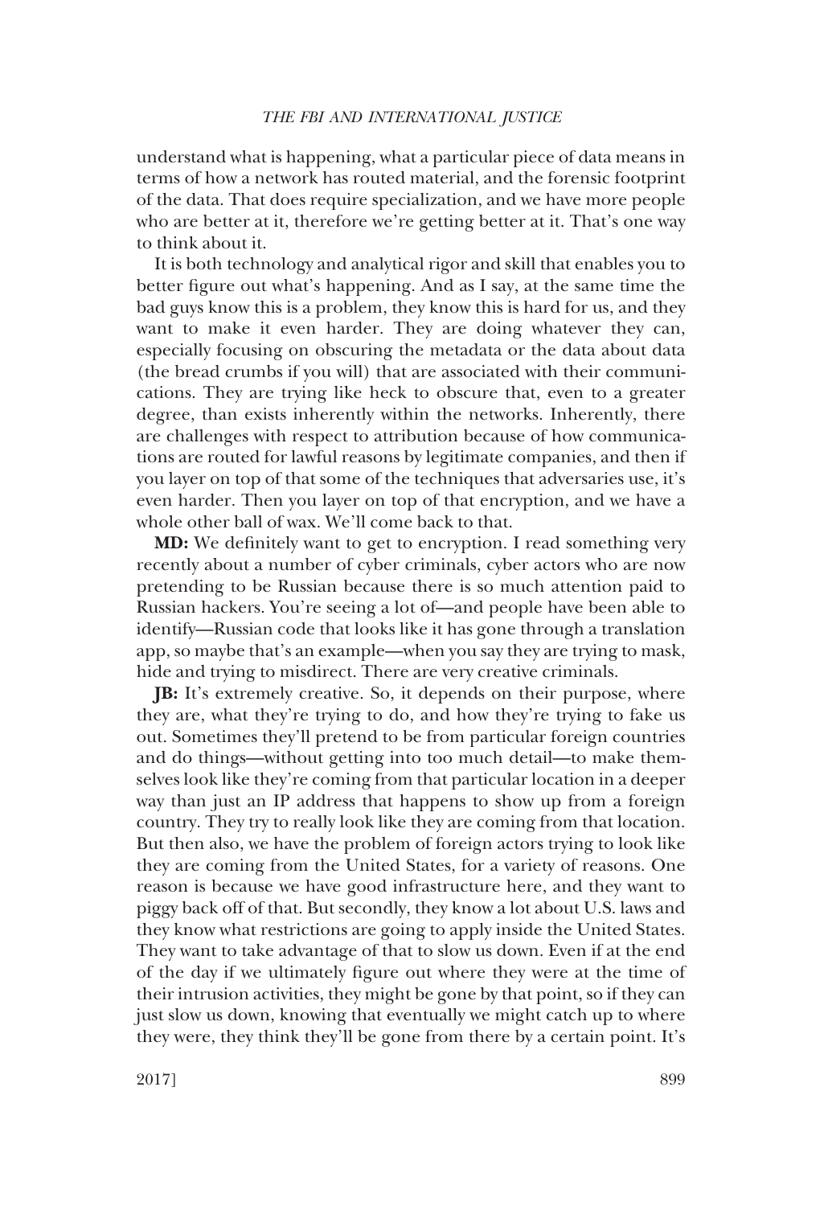understand what is happening, what a particular piece of data means in terms of how a network has routed material, and the forensic footprint of the data. That does require specialization, and we have more people who are better at it, therefore we're getting better at it. That's one way to think about it.

It is both technology and analytical rigor and skill that enables you to better figure out what's happening. And as I say, at the same time the bad guys know this is a problem, they know this is hard for us, and they want to make it even harder. They are doing whatever they can, especially focusing on obscuring the metadata or the data about data (the bread crumbs if you will) that are associated with their communications. They are trying like heck to obscure that, even to a greater degree, than exists inherently within the networks. Inherently, there are challenges with respect to attribution because of how communications are routed for lawful reasons by legitimate companies, and then if you layer on top of that some of the techniques that adversaries use, it's even harder. Then you layer on top of that encryption, and we have a whole other ball of wax. We'll come back to that.

**MD:** We definitely want to get to encryption. I read something very recently about a number of cyber criminals, cyber actors who are now pretending to be Russian because there is so much attention paid to Russian hackers. You're seeing a lot of—and people have been able to identify—Russian code that looks like it has gone through a translation app, so maybe that's an example—when you say they are trying to mask, hide and trying to misdirect. There are very creative criminals.

**JB:** It's extremely creative. So, it depends on their purpose, where they are, what they're trying to do, and how they're trying to fake us out. Sometimes they'll pretend to be from particular foreign countries and do things—without getting into too much detail—to make themselves look like they're coming from that particular location in a deeper way than just an IP address that happens to show up from a foreign country. They try to really look like they are coming from that location. But then also, we have the problem of foreign actors trying to look like they are coming from the United States, for a variety of reasons. One reason is because we have good infrastructure here, and they want to piggy back off of that. But secondly, they know a lot about U.S. laws and they know what restrictions are going to apply inside the United States. They want to take advantage of that to slow us down. Even if at the end of the day if we ultimately figure out where they were at the time of their intrusion activities, they might be gone by that point, so if they can just slow us down, knowing that eventually we might catch up to where they were, they think they'll be gone from there by a certain point. It's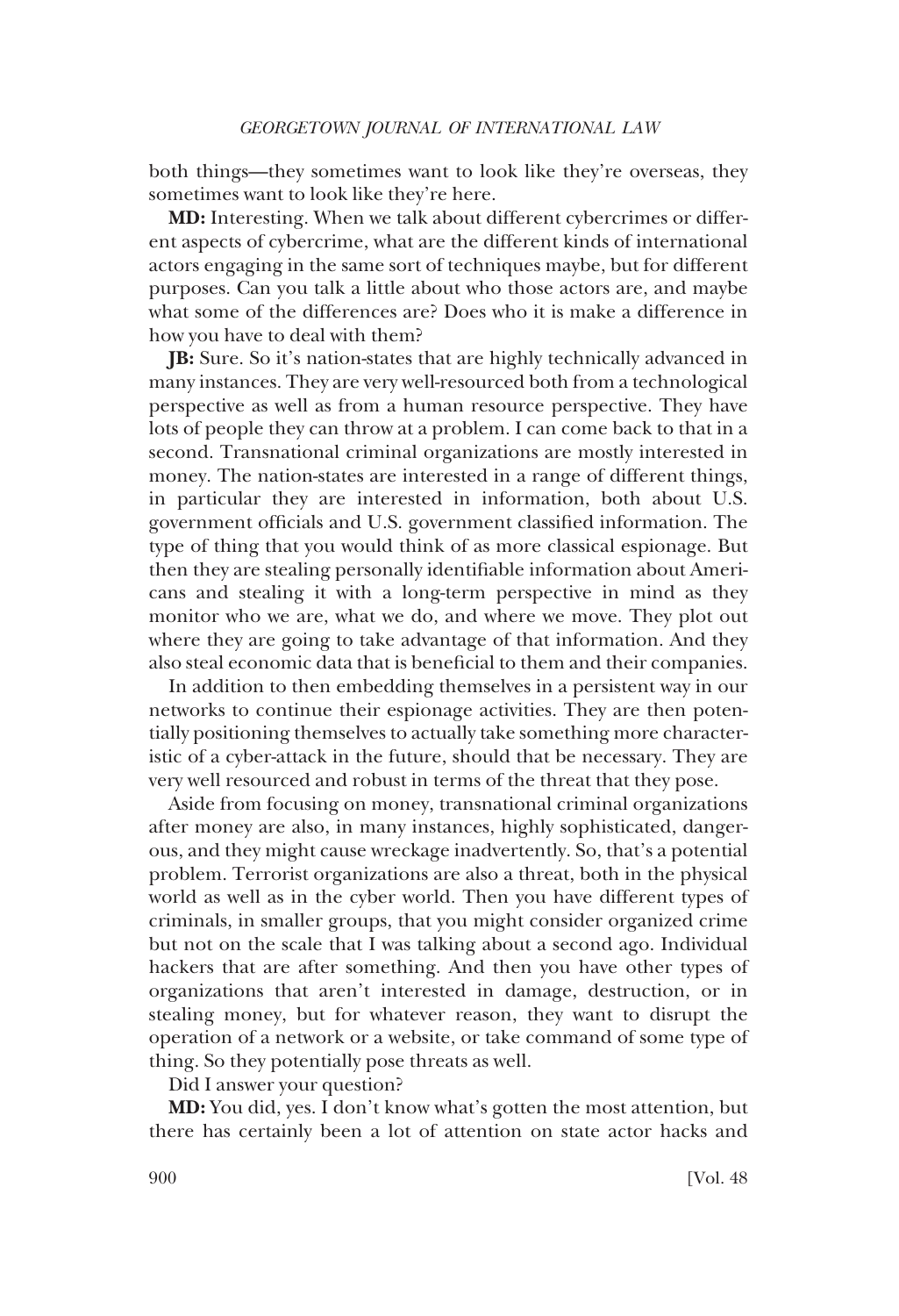both things—they sometimes want to look like they're overseas, they sometimes want to look like they're here.

**MD:** Interesting. When we talk about different cybercrimes or different aspects of cybercrime, what are the different kinds of international actors engaging in the same sort of techniques maybe, but for different purposes. Can you talk a little about who those actors are, and maybe what some of the differences are? Does who it is make a difference in how you have to deal with them?

**JB:** Sure. So it's nation-states that are highly technically advanced in many instances. They are very well-resourced both from a technological perspective as well as from a human resource perspective. They have lots of people they can throw at a problem. I can come back to that in a second. Transnational criminal organizations are mostly interested in money. The nation-states are interested in a range of different things, in particular they are interested in information, both about U.S. government officials and U.S. government classified information. The type of thing that you would think of as more classical espionage. But then they are stealing personally identifiable information about Americans and stealing it with a long-term perspective in mind as they monitor who we are, what we do, and where we move. They plot out where they are going to take advantage of that information. And they also steal economic data that is beneficial to them and their companies.

In addition to then embedding themselves in a persistent way in our networks to continue their espionage activities. They are then potentially positioning themselves to actually take something more characteristic of a cyber-attack in the future, should that be necessary. They are very well resourced and robust in terms of the threat that they pose.

Aside from focusing on money, transnational criminal organizations after money are also, in many instances, highly sophisticated, dangerous, and they might cause wreckage inadvertently. So, that's a potential problem. Terrorist organizations are also a threat, both in the physical world as well as in the cyber world. Then you have different types of criminals, in smaller groups, that you might consider organized crime but not on the scale that I was talking about a second ago. Individual hackers that are after something. And then you have other types of organizations that aren't interested in damage, destruction, or in stealing money, but for whatever reason, they want to disrupt the operation of a network or a website, or take command of some type of thing. So they potentially pose threats as well.

Did I answer your question?

**MD:** You did, yes. I don't know what's gotten the most attention, but there has certainly been a lot of attention on state actor hacks and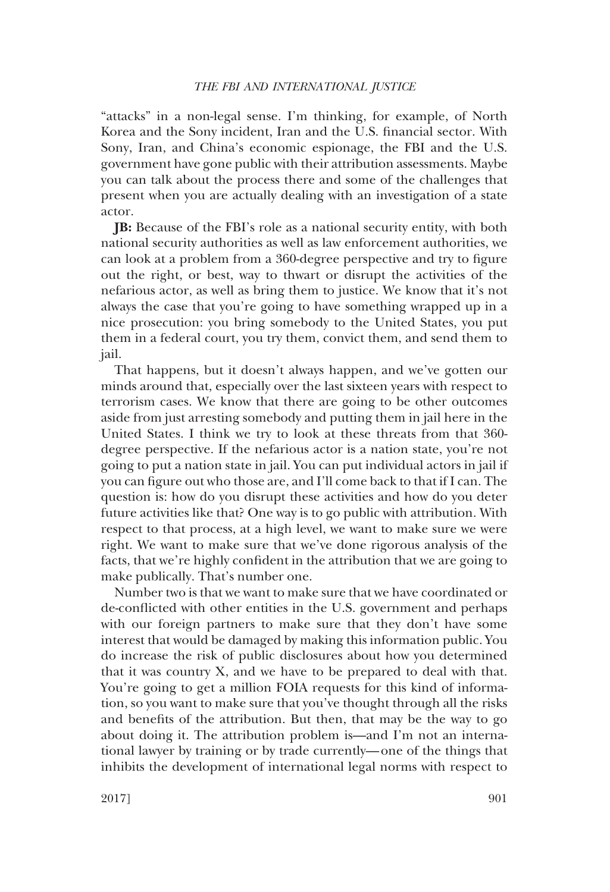"attacks" in a non-legal sense. I'm thinking, for example, of North Korea and the Sony incident, Iran and the U.S. financial sector. With Sony, Iran, and China's economic espionage, the FBI and the U.S. government have gone public with their attribution assessments. Maybe you can talk about the process there and some of the challenges that present when you are actually dealing with an investigation of a state actor.

**JB:** Because of the FBI's role as a national security entity, with both national security authorities as well as law enforcement authorities, we can look at a problem from a 360-degree perspective and try to figure out the right, or best, way to thwart or disrupt the activities of the nefarious actor, as well as bring them to justice. We know that it's not always the case that you're going to have something wrapped up in a nice prosecution: you bring somebody to the United States, you put them in a federal court, you try them, convict them, and send them to jail.

That happens, but it doesn't always happen, and we've gotten our minds around that, especially over the last sixteen years with respect to terrorism cases. We know that there are going to be other outcomes aside from just arresting somebody and putting them in jail here in the United States. I think we try to look at these threats from that 360-degree perspective. If the nefarious actor is a nation state, you're not going to put a nation state in jail. You can put individual actors in jail if you can figure out who those are, and I'll come back to that if I can. The question is: how do you disrupt these activities and how do you deter future activities like that? One way is to go public with attribution. With respect to that process, at a high level, we want to make sure we were right. We want to make sure that we've done rigorous analysis of the facts, that we're highly confident in the attribution that we are going to make publically. That's number one.

Number two is that we want to make sure that we have coordinated or de-conflicted with other entities in the U.S. government and perhaps with our foreign partners to make sure that they don't have some interest that would be damaged by making this information public. You do increase the risk of public disclosures about how you determined that it was country X, and we have to be prepared to deal with that. You're going to get a million FOIA requests for this kind of information, so you want to make sure that you've thought through all the risks and benefits of the attribution. But then, that may be the way to go about doing it. The attribution problem is—and I'm not an international lawyer by training or by trade currently—one of the things that inhibits the development of international legal norms with respect to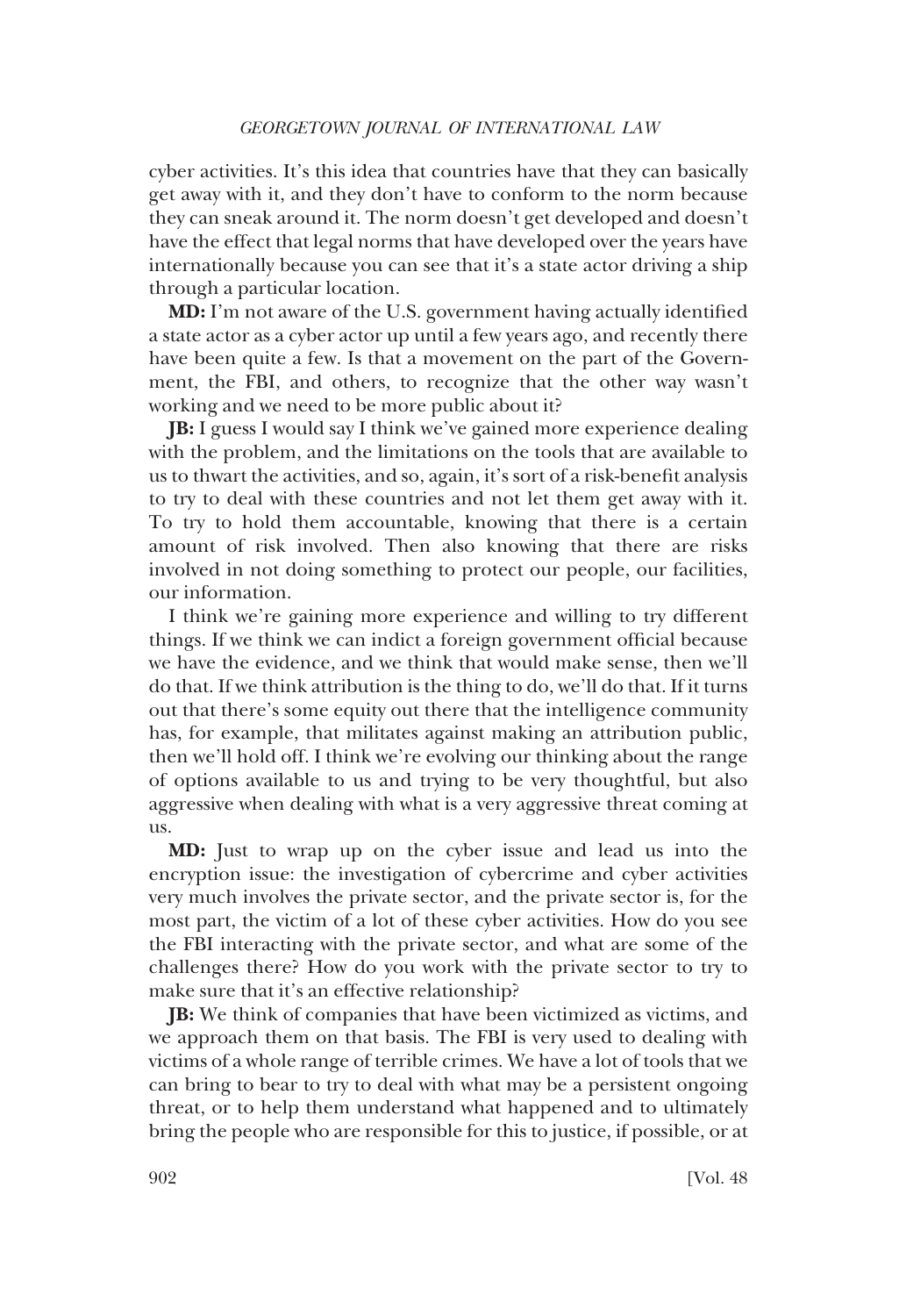cyber activities. It's this idea that countries have that they can basically get away with it, and they don't have to conform to the norm because they can sneak around it. The norm doesn't get developed and doesn't have the effect that legal norms that have developed over the years have internationally because you can see that it's a state actor driving a ship through a particular location.

**MD:** I'm not aware of the U.S. government having actually identified a state actor as a cyber actor up until a few years ago, and recently there have been quite a few. Is that a movement on the part of the Government, the FBI, and others, to recognize that the other way wasn't working and we need to be more public about it?

**JB:** I guess I would say I think we've gained more experience dealing with the problem, and the limitations on the tools that are available to us to thwart the activities, and so, again, it's sort of a risk-benefit analysis to try to deal with these countries and not let them get away with it. To try to hold them accountable, knowing that there is a certain amount of risk involved. Then also knowing that there are risks involved in not doing something to protect our people, our facilities, our information.

I think we're gaining more experience and willing to try different things. If we think we can indict a foreign government official because we have the evidence, and we think that would make sense, then we'll do that. If we think attribution is the thing to do, we'll do that. If it turns out that there's some equity out there that the intelligence community has, for example, that militates against making an attribution public, then we'll hold off. I think we're evolving our thinking about the range of options available to us and trying to be very thoughtful, but also aggressive when dealing with what is a very aggressive threat coming at us.

**MD:** Just to wrap up on the cyber issue and lead us into the encryption issue: the investigation of cybercrime and cyber activities very much involves the private sector, and the private sector is, for the most part, the victim of a lot of these cyber activities. How do you see the FBI interacting with the private sector, and what are some of the challenges there? How do you work with the private sector to try to make sure that it's an effective relationship?

**JB:** We think of companies that have been victimized as victims, and we approach them on that basis. The FBI is very used to dealing with victims of a whole range of terrible crimes. We have a lot of tools that we can bring to bear to try to deal with what may be a persistent ongoing threat, or to help them understand what happened and to ultimately bring the people who are responsible for this to justice, if possible, or at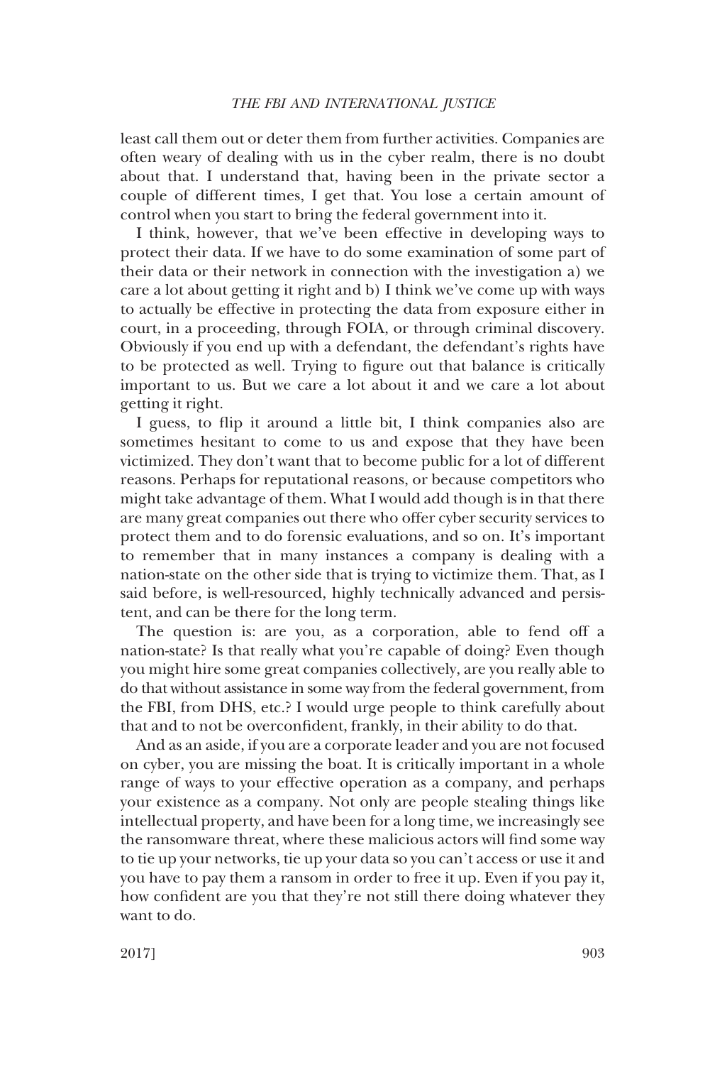least call them out or deter them from further activities. Companies are often weary of dealing with us in the cyber realm, there is no doubt about that. I understand that, having been in the private sector a couple of different times, I get that. You lose a certain amount of control when you start to bring the federal government into it.

I think, however, that we've been effective in developing ways to protect their data. If we have to do some examination of some part of their data or their network in connection with the investigation a) we care a lot about getting it right and b) I think we've come up with ways to actually be effective in protecting the data from exposure either in court, in a proceeding, through FOIA, or through criminal discovery. Obviously if you end up with a defendant, the defendant's rights have to be protected as well. Trying to figure out that balance is critically important to us. But we care a lot about it and we care a lot about getting it right.

I guess, to flip it around a little bit, I think companies also are sometimes hesitant to come to us and expose that they have been victimized. They don't want that to become public for a lot of different reasons. Perhaps for reputational reasons, or because competitors who might take advantage of them. What I would add though is in that there are many great companies out there who offer cyber security services to protect them and to do forensic evaluations, and so on. It's important to remember that in many instances a company is dealing with a nation-state on the other side that is trying to victimize them. That, as I said before, is well-resourced, highly technically advanced and persistent, and can be there for the long term.

The question is: are you, as a corporation, able to fend off a nation-state? Is that really what you're capable of doing? Even though you might hire some great companies collectively, are you really able to do that without assistance in some way from the federal government, from the FBI, from DHS, etc.? I would urge people to think carefully about that and to not be overconfident, frankly, in their ability to do that.

And as an aside, if you are a corporate leader and you are not focused on cyber, you are missing the boat. It is critically important in a whole range of ways to your effective operation as a company, and perhaps your existence as a company. Not only are people stealing things like intellectual property, and have been for a long time, we increasingly see the ransomware threat, where these malicious actors will find some way to tie up your networks, tie up your data so you can't access or use it and you have to pay them a ransom in order to free it up. Even if you pay it, how confident are you that they're not still there doing whatever they want to do.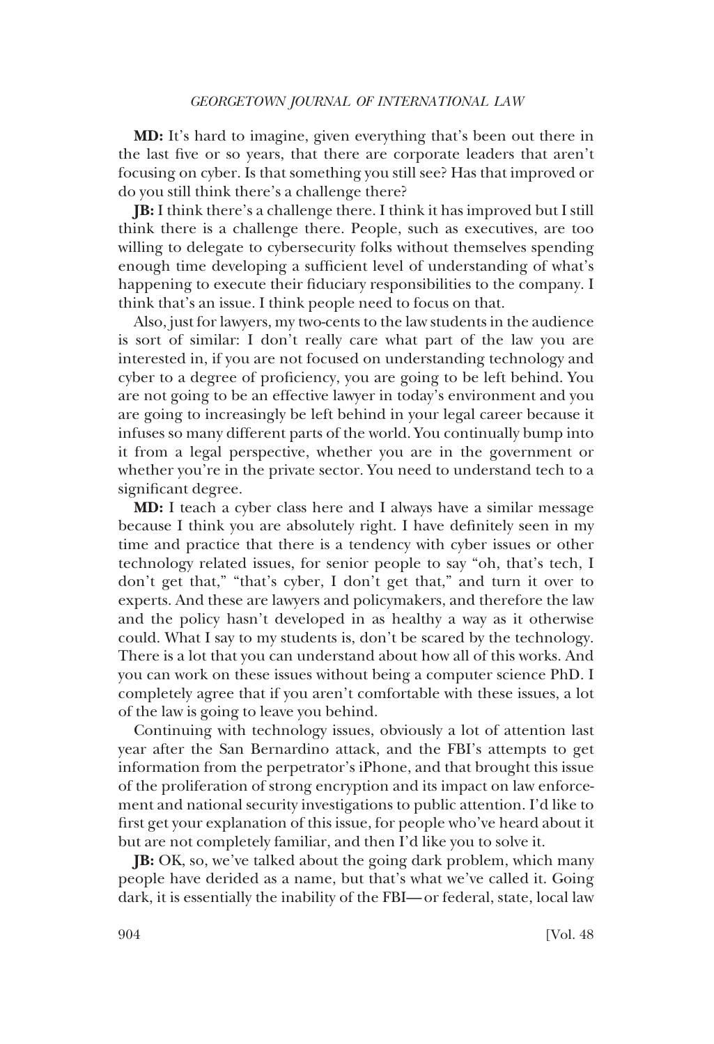**MD:** It's hard to imagine, given everything that's been out there in the last five or so years, that there are corporate leaders that aren't focusing on cyber. Is that something you still see? Has that improved or do you still think there's a challenge there?

**JB:** I think there's a challenge there. I think it has improved but I still think there is a challenge there. People, such as executives, are too willing to delegate to cybersecurity folks without themselves spending enough time developing a sufficient level of understanding of what's happening to execute their fiduciary responsibilities to the company. I think that's an issue. I think people need to focus on that.

Also, just for lawyers, my two-cents to the law students in the audience is sort of similar: I don't really care what part of the law you are interested in, if you are not focused on understanding technology and cyber to a degree of proficiency, you are going to be left behind. You are not going to be an effective lawyer in today's environment and you are going to increasingly be left behind in your legal career because it infuses so many different parts of the world. You continually bump into it from a legal perspective, whether you are in the government or whether you're in the private sector. You need to understand tech to a significant degree.

**MD:** I teach a cyber class here and I always have a similar message because I think you are absolutely right. I have definitely seen in my time and practice that there is a tendency with cyber issues or other technology related issues, for senior people to say "oh, that's tech, I don't get that," "that's cyber, I don't get that," and turn it over to experts. And these are lawyers and policymakers, and therefore the law and the policy hasn't developed in as healthy a way as it otherwise could. What I say to my students is, don't be scared by the technology. There is a lot that you can understand about how all of this works. And you can work on these issues without being a computer science PhD. I completely agree that if you aren't comfortable with these issues, a lot of the law is going to leave you behind.

Continuing with technology issues, obviously a lot of attention last year after the San Bernardino attack, and the FBI's attempts to get information from the perpetrator's iPhone, and that brought this issue of the proliferation of strong encryption and its impact on law enforcement and national security investigations to public attention. I'd like to first get your explanation of this issue, for people who've heard about it but are not completely familiar, and then I'd like you to solve it.

**JB:** OK, so, we've talked about the going dark problem, which many people have derided as a name, but that's what we've called it. Going dark, it is essentially the inability of the FBI—or federal, state, local law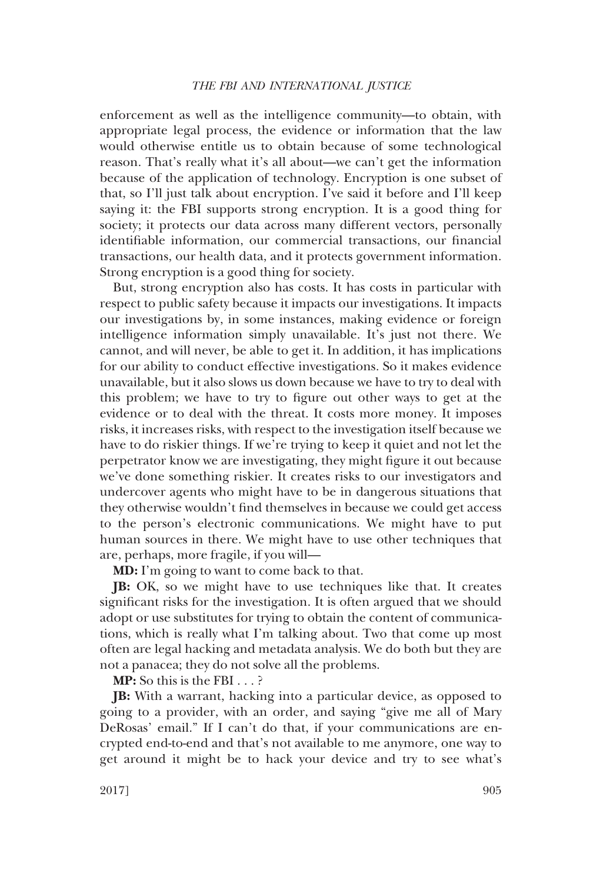enforcement as well as the intelligence community—to obtain, with appropriate legal process, the evidence or information that the law would otherwise entitle us to obtain because of some technological reason. That's really what it's all about—we can't get the information because of the application of technology. Encryption is one subset of that, so I'll just talk about encryption. I've said it before and I'll keep saying it: the FBI supports strong encryption. It is a good thing for society; it protects our data across many different vectors, personally identifiable information, our commercial transactions, our financial transactions, our health data, and it protects government information. Strong encryption is a good thing for society.

But, strong encryption also has costs. It has costs in particular with respect to public safety because it impacts our investigations. It impacts our investigations by, in some instances, making evidence or foreign intelligence information simply unavailable. It's just not there. We cannot, and will never, be able to get it. In addition, it has implications for our ability to conduct effective investigations. So it makes evidence unavailable, but it also slows us down because we have to try to deal with this problem; we have to try to figure out other ways to get at the evidence or to deal with the threat. It costs more money. It imposes risks, it increases risks, with respect to the investigation itself because we have to do riskier things. If we're trying to keep it quiet and not let the perpetrator know we are investigating, they might figure it out because we've done something riskier. It creates risks to our investigators and undercover agents who might have to be in dangerous situations that they otherwise wouldn't find themselves in because we could get access to the person's electronic communications. We might have to put human sources in there. We might have to use other techniques that are, perhaps, more fragile, if you will—

**MD:** I'm going to want to come back to that.

**JB:** OK, so we might have to use techniques like that. It creates significant risks for the investigation. It is often argued that we should adopt or use substitutes for trying to obtain the content of communications, which is really what I'm talking about. Two that come up most often are legal hacking and metadata analysis. We do both but they are not a panacea; they do not solve all the problems.

**MP:** So this is the FBI . . . ?

**JB:** With a warrant, hacking into a particular device, as opposed to going to a provider, with an order, and saying "give me all of Mary DeRosas' email." If I can't do that, if your communications are encrypted end-to-end and that's not available to me anymore, one way to get around it might be to hack your device and try to see what's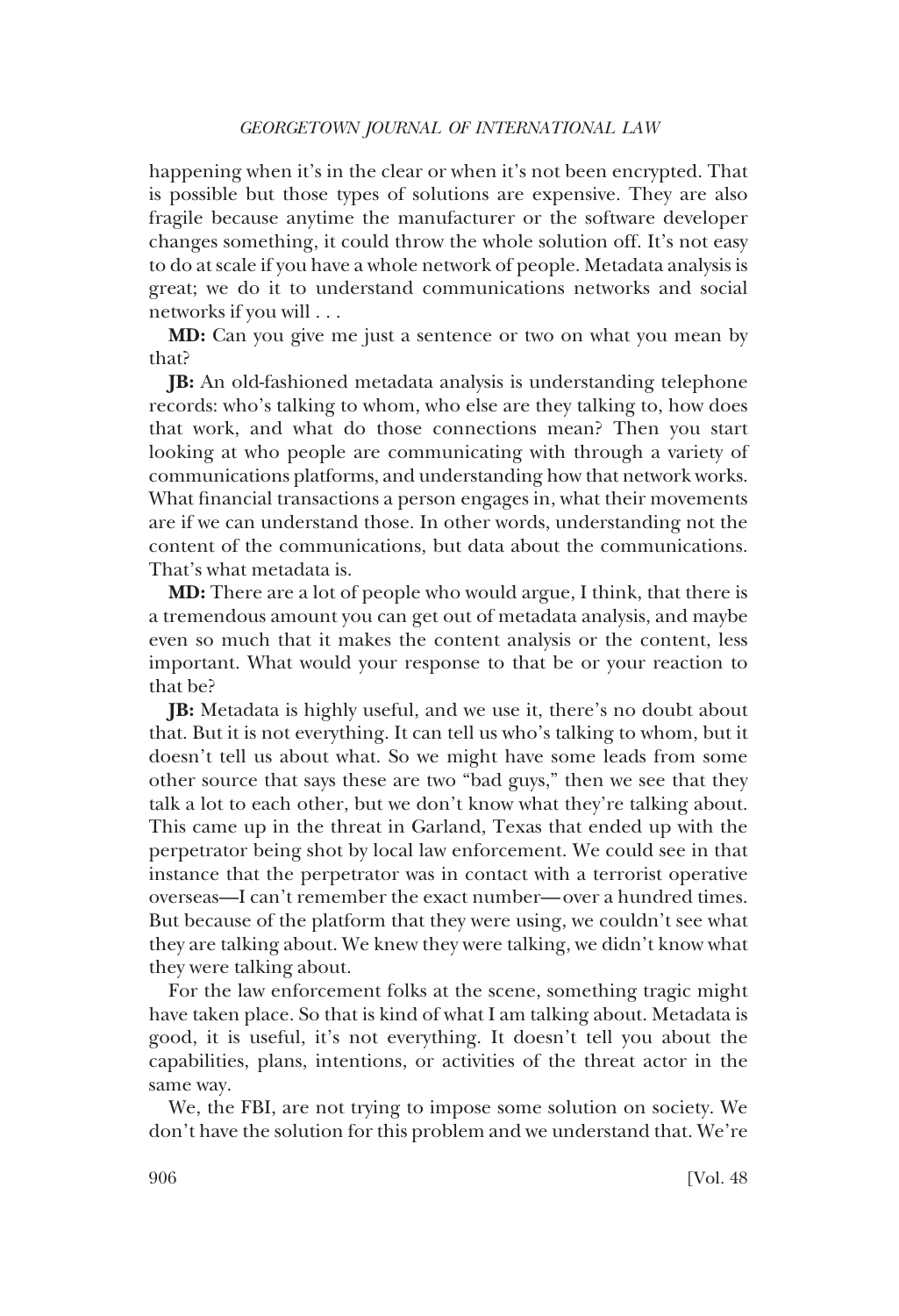happening when it's in the clear or when it's not been encrypted. That is possible but those types of solutions are expensive. They are also fragile because anytime the manufacturer or the software developer changes something, it could throw the whole solution off. It's not easy to do at scale if you have a whole network of people. Metadata analysis is great; we do it to understand communications networks and social networks if you will . . .

**MD:** Can you give me just a sentence or two on what you mean by that?

**JB:** An old-fashioned metadata analysis is understanding telephone records: who's talking to whom, who else are they talking to, how does that work, and what do those connections mean? Then you start looking at who people are communicating with through a variety of communications platforms, and understanding how that network works. What financial transactions a person engages in, what their movements are if we can understand those. In other words, understanding not the content of the communications, but data about the communications. That's what metadata is.

**MD:** There are a lot of people who would argue, I think, that there is a tremendous amount you can get out of metadata analysis, and maybe even so much that it makes the content analysis or the content, less important. What would your response to that be or your reaction to that be?

**JB:** Metadata is highly useful, and we use it, there's no doubt about that. But it is not everything. It can tell us who's talking to whom, but it doesn't tell us about what. So we might have some leads from some other source that says these are two "bad guys," then we see that they talk a lot to each other, but we don't know what they're talking about. This came up in the threat in Garland, Texas that ended up with the perpetrator being shot by local law enforcement. We could see in that instance that the perpetrator was in contact with a terrorist operative overseas—I can't remember the exact number—over a hundred times. But because of the platform that they were using, we couldn't see what they are talking about. We knew they were talking, we didn't know what they were talking about.

For the law enforcement folks at the scene, something tragic might have taken place. So that is kind of what I am talking about. Metadata is good, it is useful, it's not everything. It doesn't tell you about the capabilities, plans, intentions, or activities of the threat actor in the same way.

We, the FBI, are not trying to impose some solution on society. We don't have the solution for this problem and we understand that. We're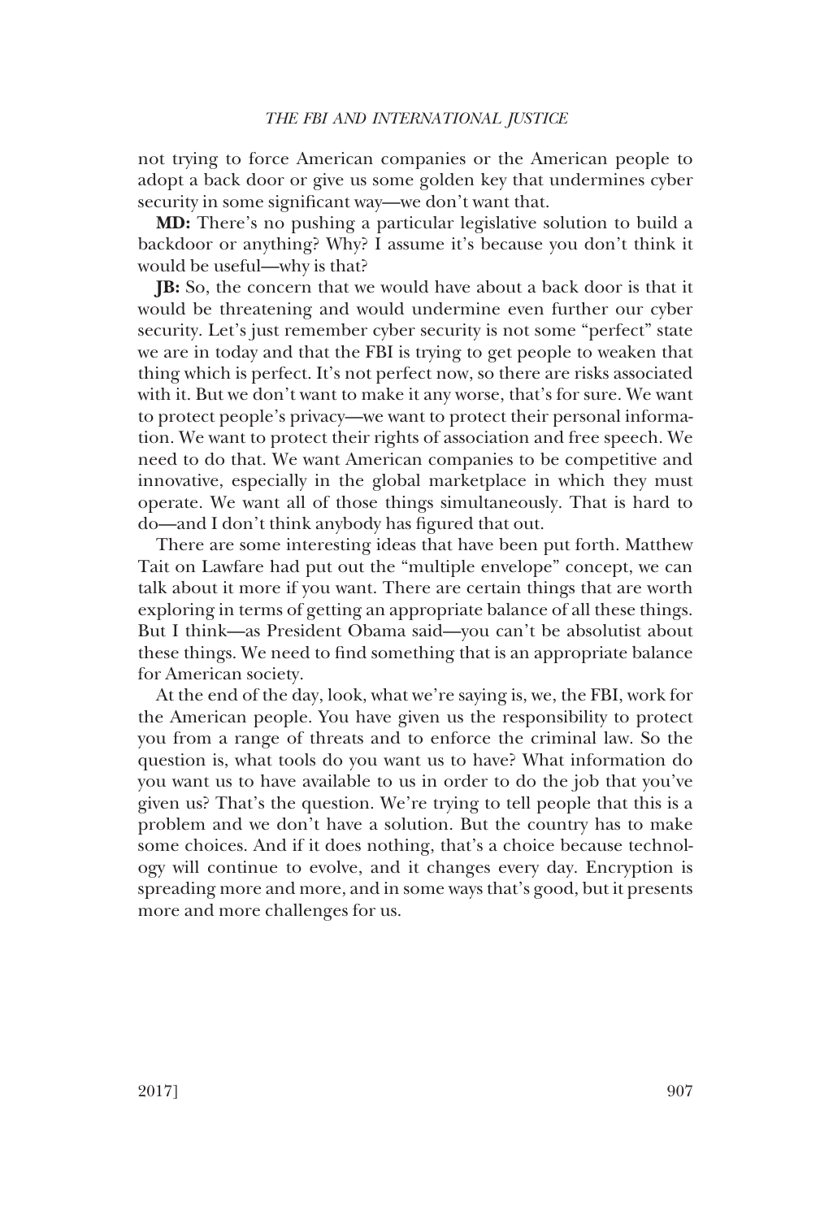not trying to force American companies or the American people to adopt a back door or give us some golden key that undermines cyber security in some significant way—we don't want that.

**MD:** There's no pushing a particular legislative solution to build a backdoor or anything? Why? I assume it's because you don't think it would be useful—why is that?

**JB:** So, the concern that we would have about a back door is that it would be threatening and would undermine even further our cyber security. Let's just remember cyber security is not some "perfect" state we are in today and that the FBI is trying to get people to weaken that thing which is perfect. It's not perfect now, so there are risks associated with it. But we don't want to make it any worse, that's for sure. We want to protect people's privacy—we want to protect their personal information. We want to protect their rights of association and free speech. We need to do that. We want American companies to be competitive and innovative, especially in the global marketplace in which they must operate. We want all of those things simultaneously. That is hard to do—and I don't think anybody has figured that out.

There are some interesting ideas that have been put forth. Matthew Tait on Lawfare had put out the "multiple envelope" concept, we can talk about it more if you want. There are certain things that are worth exploring in terms of getting an appropriate balance of all these things. But I think—as President Obama said—you can't be absolutist about these things. We need to find something that is an appropriate balance for American society.

At the end of the day, look, what we're saying is, we, the FBI, work for the American people. You have given us the responsibility to protect you from a range of threats and to enforce the criminal law. So the question is, what tools do you want us to have? What information do you want us to have available to us in order to do the job that you've given us? That's the question. We're trying to tell people that this is a problem and we don't have a solution. But the country has to make some choices. And if it does nothing, that's a choice because technology will continue to evolve, and it changes every day. Encryption is spreading more and more, and in some ways that's good, but it presents more and more challenges for us.